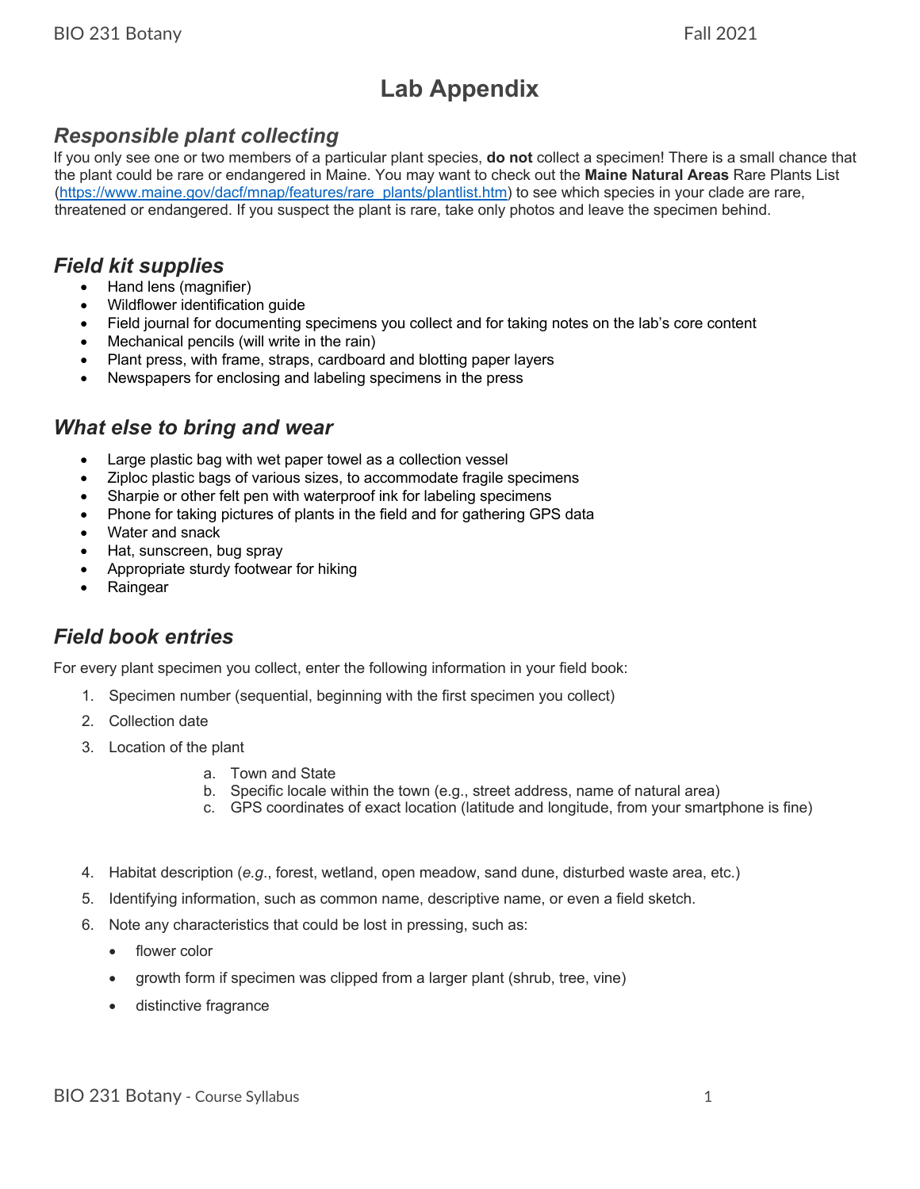# Lab Appendix

## *Responsible plant collecting*

If you only see one or two members of a particular plant species, **do not** collect a specimen! There is a small chance that the plant could be rare or endangered in Maine. You may want to check out the **Maine Natural Areas** Rare Plants List (https://www.maine.gov/dacf/mnap/features/rare_plants/plantlist.htm) to see which species in your clade are rare, threatened or endangered. If you suspect the plant is rare, take only photos and leave the specimen behind.

## *Field kit supplies*

- Hand lens (magnifier)
- Wildflower identification guide
- Field journal for documenting specimens you collect and for taking notes on the lab's core content
- Mechanical pencils (will write in the rain)
- Plant press, with frame, straps, cardboard and blotting paper layers
- Newspapers for enclosing and labeling specimens in the press

## *What else to bring and wear*

- Large plastic bag with wet paper towel as a collection vessel
- Ziploc plastic bags of various sizes, to accommodate fragile specimens
- Sharpie or other felt pen with waterproof ink for labeling specimens
- Phone for taking pictures of plants in the field and for gathering GPS data
- Water and snack
- Hat, sunscreen, bug spray
- Appropriate sturdy footwear for hiking
- Raingear

## *Field book entries*

For every plant specimen you collect, enter the following information in your field book:

1. Specimen number (sequential, beginning with the first specimen you collect)
2. Collection date
3. Location of the plant
    a. Town and State
    b. Specific locale within the town (e.g., street address, name of natural area)
    c. GPS coordinates of exact location (latitude and longitude, from your smartphone is fine)
4. Habitat description (*e.g*., forest, wetland, open meadow, sand dune, disturbed waste area, etc.)
5. Identifying information, such as common name, descriptive name, or even a field sketch.
6. Note any characteristics that could be lost in pressing, such as:
    - flower color
    - growth form if specimen was clipped from a larger plant (shrub, tree, vine)
    - distinctive fragrance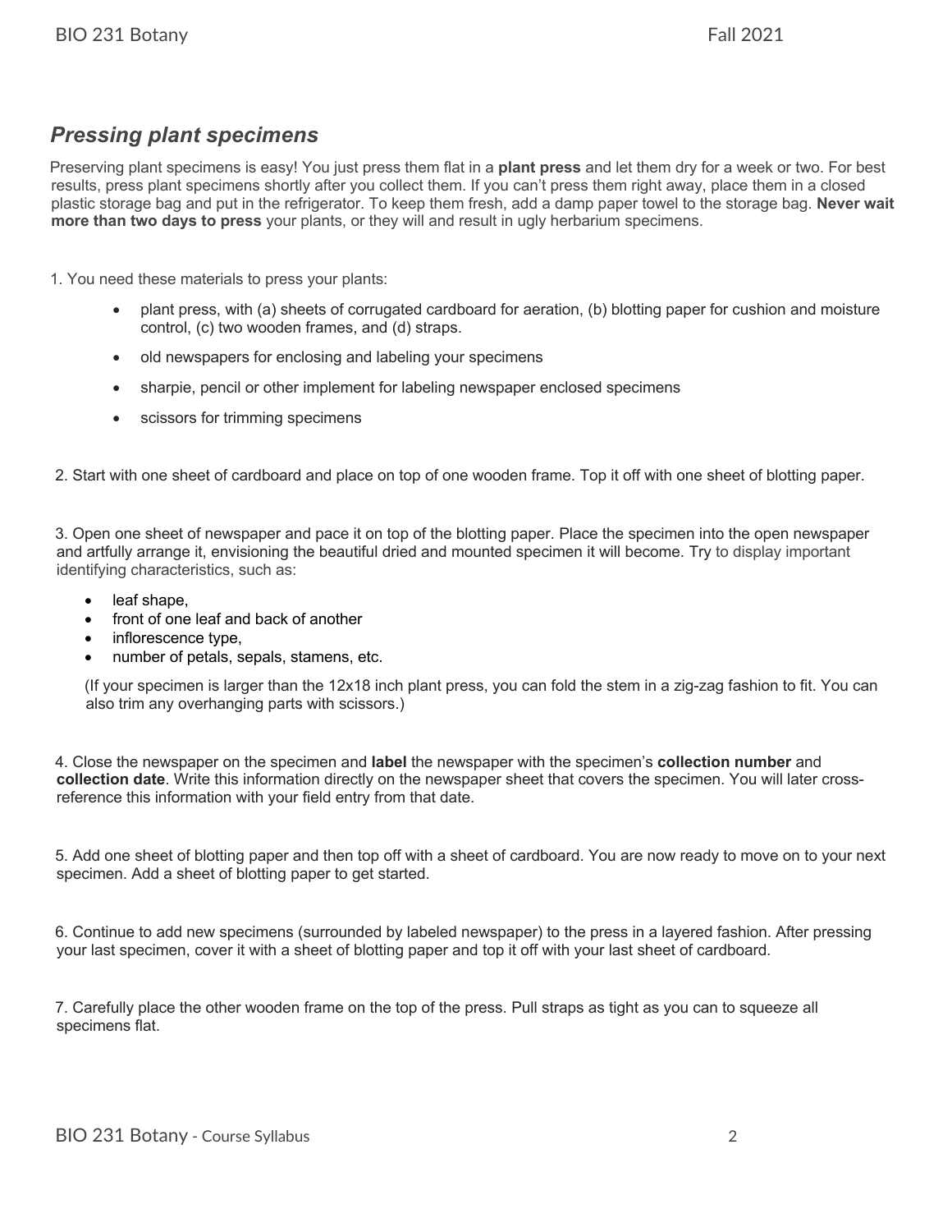## *Pressing plant specimens*

Preserving plant specimens is easy! You just press them flat in a **plant press** and let them dry for a week or two. For best results, press plant specimens shortly after you collect them. If you can't press them right away, place them in a closed plastic storage bag and put in the refrigerator. To keep them fresh, add a damp paper towel to the storage bag. **Never wait more than two days to press** your plants, or they will and result in ugly herbarium specimens.

1. You need these materials to press your plants:

    - plant press, with (a) sheets of corrugated cardboard for aeration, (b) blotting paper for cushion and moisture control, (c) two wooden frames, and (d) straps.
    - old newspapers for enclosing and labeling your specimens
    - sharpie, pencil or other implement for labeling newspaper enclosed specimens
    - scissors for trimming specimens

2. Start with one sheet of cardboard and place on top of one wooden frame. Top it off with one sheet of blotting paper.

3. Open one sheet of newspaper and pace it on top of the blotting paper. Place the specimen into the open newspaper and artfully arrange it, envisioning the beautiful dried and mounted specimen it will become. Try to display important identifying characteristics, such as:

    - leaf shape,
    - front of one leaf and back of another
    - inflorescence type,
    - number of petals, sepals, stamens, etc.

    (If your specimen is larger than the 12x18 inch plant press, you can fold the stem in a zig-zag fashion to fit. You can also trim any overhanging parts with scissors.)

4. Close the newspaper on the specimen and **label** the newspaper with the specimen's **collection number** and **collection date**. Write this information directly on the newspaper sheet that covers the specimen. You will later cross-reference this information with your field entry from that date.

5. Add one sheet of blotting paper and then top off with a sheet of cardboard. You are now ready to move on to your next specimen. Add a sheet of blotting paper to get started.

6. Continue to add new specimens (surrounded by labeled newspaper) to the press in a layered fashion. After pressing your last specimen, cover it with a sheet of blotting paper and top it off with your last sheet of cardboard.

7. Carefully place the other wooden frame on the top of the press. Pull straps as tight as you can to squeeze all specimens flat.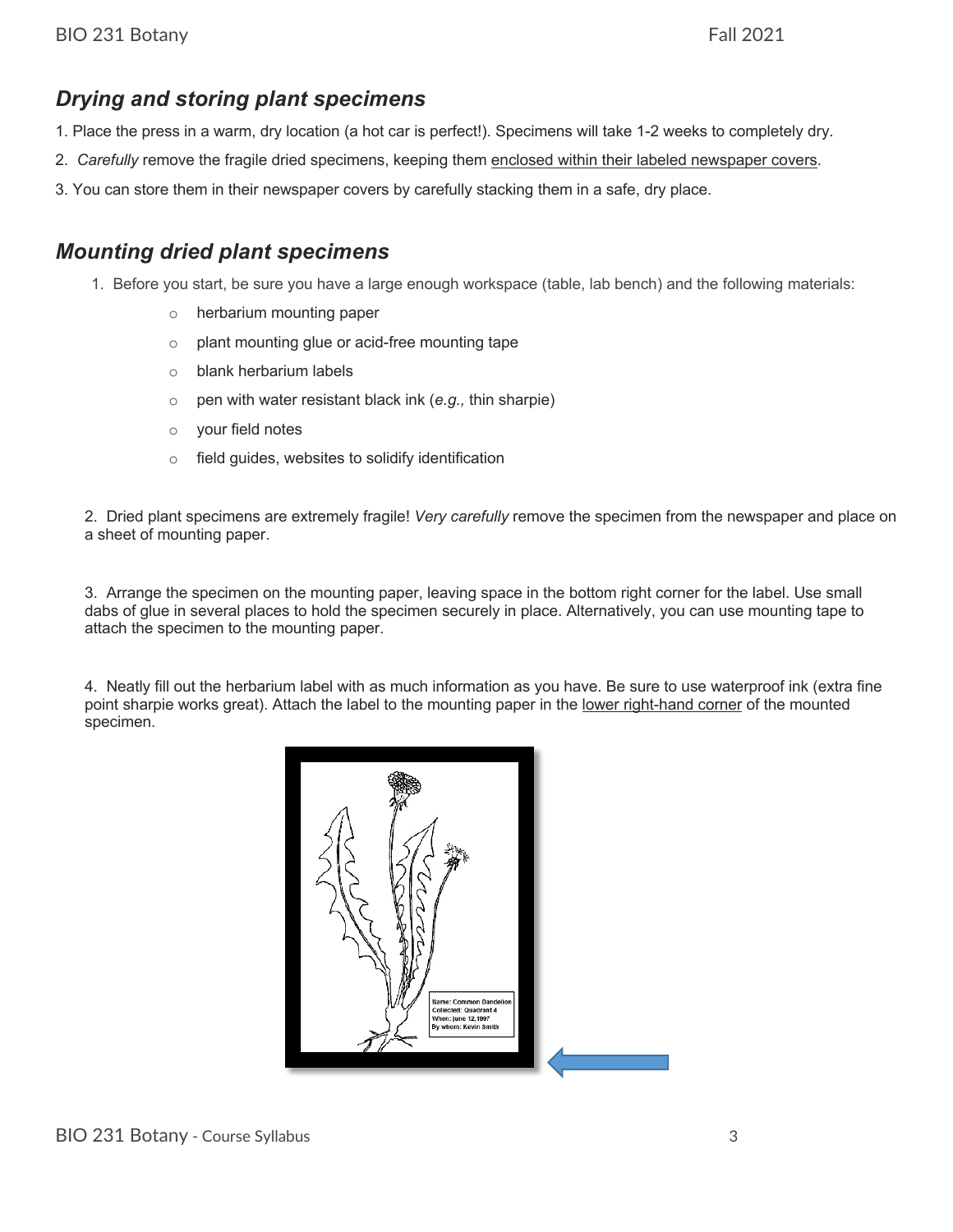## *Drying and storing plant specimens*

1. Place the press in a warm, dry location (a hot car is perfect!). Specimens will take 1-2 weeks to completely dry.
2. *Carefully* remove the fragile dried specimens, keeping them enclosed within their labeled newspaper covers.
3. You can store them in their newspaper covers by carefully stacking them in a safe, dry place.

## *Mounting dried plant specimens*

1. Before you start, be sure you have a large enough workspace (table, lab bench) and the following materials:
   - herbarium mounting paper
   - plant mounting glue or acid-free mounting tape
   - blank herbarium labels
   - pen with water resistant black ink (*e.g.,* thin sharpie)
   - your field notes
   - field guides, websites to solidify identification

2. Dried plant specimens are extremely fragile! *Very carefully* remove the specimen from the newspaper and place on a sheet of mounting paper.

3. Arrange the specimen on the mounting paper, leaving space in the bottom right corner for the label. Use small dabs of glue in several places to hold the specimen securely in place. Alternatively, you can use mounting tape to attach the specimen to the mounting paper.

4. Neatly fill out the herbarium label with as much information as you have. Be sure to use waterproof ink (extra fine point sharpie works great). Attach the label to the mounting paper in the lower right-hand corner of the mounted specimen.

Name: Common Dandelion
Collected: Quadrant 4
When: June 12, 1997
By whom: Kevin Smith